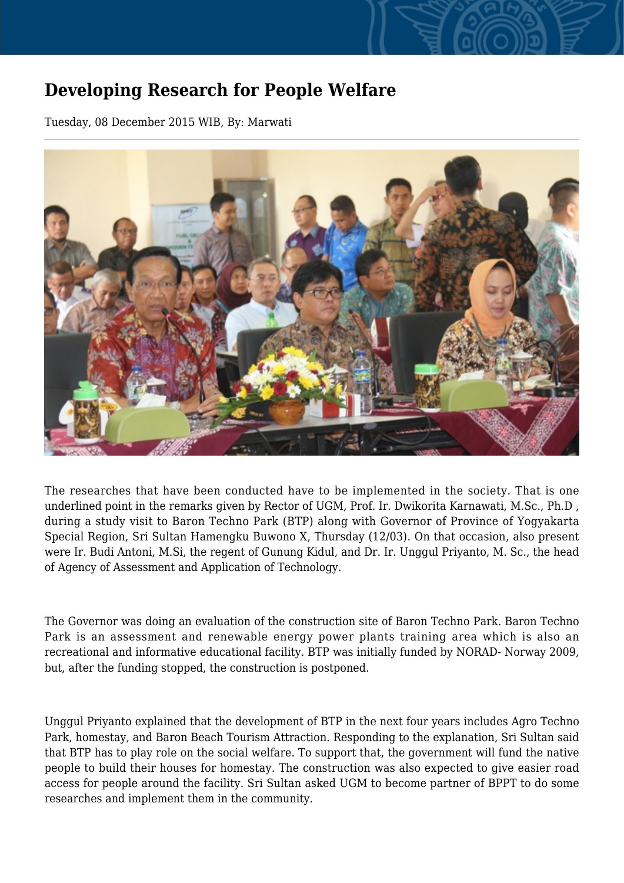# Developing Research for People Welfare

Tuesday, 08 December 2015 WIB, By: Marwati

The researches that have been conducted have to be implemented in the society. That is one underlined point in the remarks given by Rector of UGM, Prof. Ir. Dwikorita Karnawati, M.Sc., Ph.D , during a study visit to Baron Techno Park (BTP) along with Governor of Province of Yogyakarta Special Region, Sri Sultan Hamengku Buwono X, Thursday (12/03). On that occasion, also present were Ir. Budi Antoni, M.Si, the regent of Gunung Kidul, and Dr. Ir. Unggul Priyanto, M. Sc., the head of Agency of Assessment and Application of Technology.

The Governor was doing an evaluation of the construction site of Baron Techno Park. Baron Techno Park is an assessment and renewable energy power plants training area which is also an recreational and informative educational facility. BTP was initially funded by NORAD- Norway 2009, but, after the funding stopped, the construction is postponed.

Unggul Priyanto explained that the development of BTP in the next four years includes Agro Techno Park, homestay, and Baron Beach Tourism Attraction. Responding to the explanation, Sri Sultan said that BTP has to play role on the social welfare. To support that, the government will fund the native people to build their houses for homestay. The construction was also expected to give easier road access for people around the facility. Sri Sultan asked UGM to become partner of BPPT to do some researches and implement them in the community.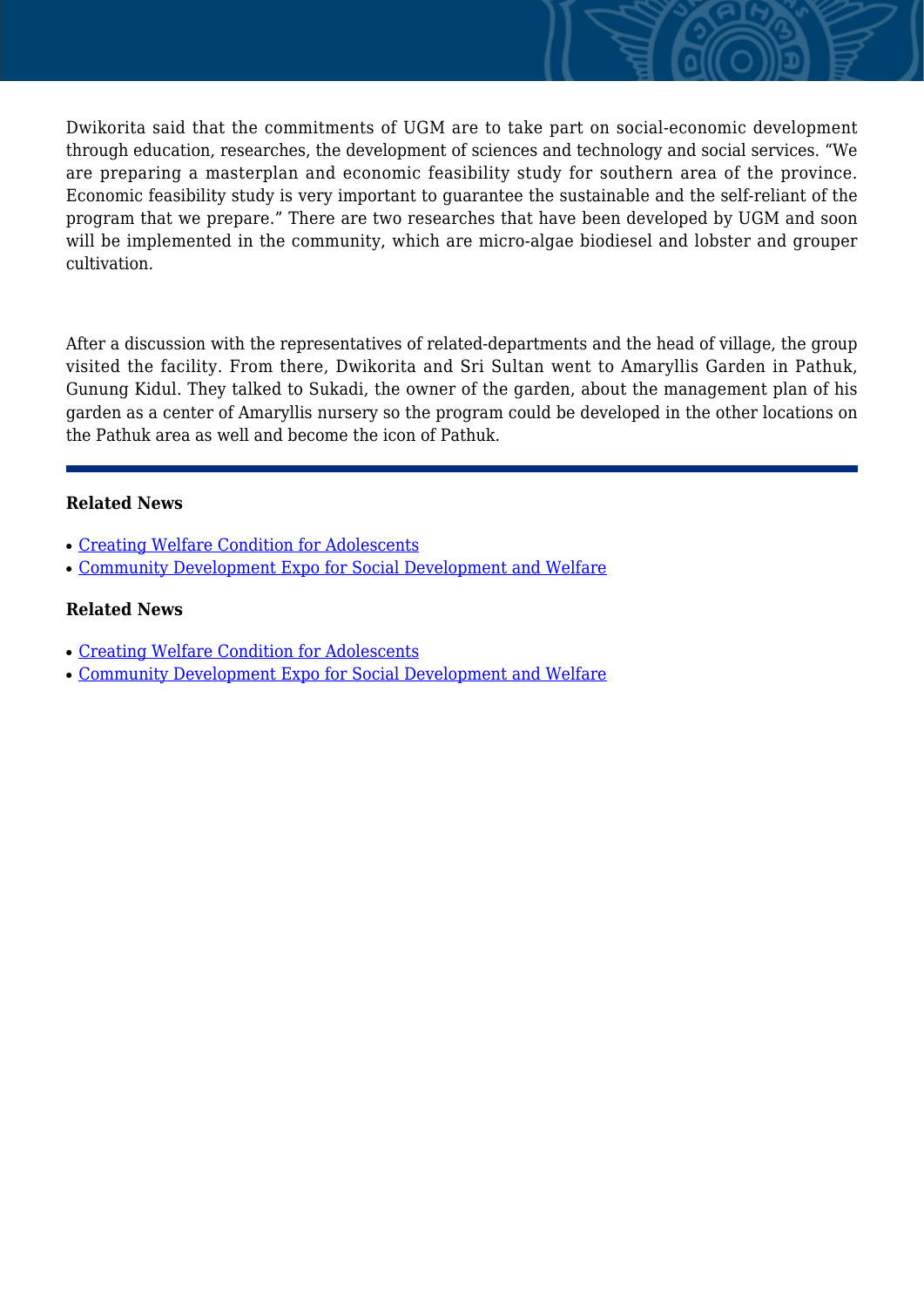Dwikorita said that the commitments of UGM are to take part on social-economic development through education, researches, the development of sciences and technology and social services. “We are preparing a masterplan and economic feasibility study for southern area of the province. Economic feasibility study is very important to guarantee the sustainable and the self-reliant of the program that we prepare.” There are two researches that have been developed by UGM and soon will be implemented in the community, which are micro-algae biodiesel and lobster and grouper cultivation.

After a discussion with the representatives of related-departments and the head of village, the group visited the facility. From there, Dwikorita and Sri Sultan went to Amaryllis Garden in Pathuk, Gunung Kidul. They talked to Sukadi, the owner of the garden, about the management plan of his garden as a center of Amaryllis nursery so the program could be developed in the other locations on the Pathuk area as well and become the icon of Pathuk.

---

**Related News**

- Creating Welfare Condition for Adolescents
- Community Development Expo for Social Development and Welfare

**Related News**

- Creating Welfare Condition for Adolescents
- Community Development Expo for Social Development and Welfare